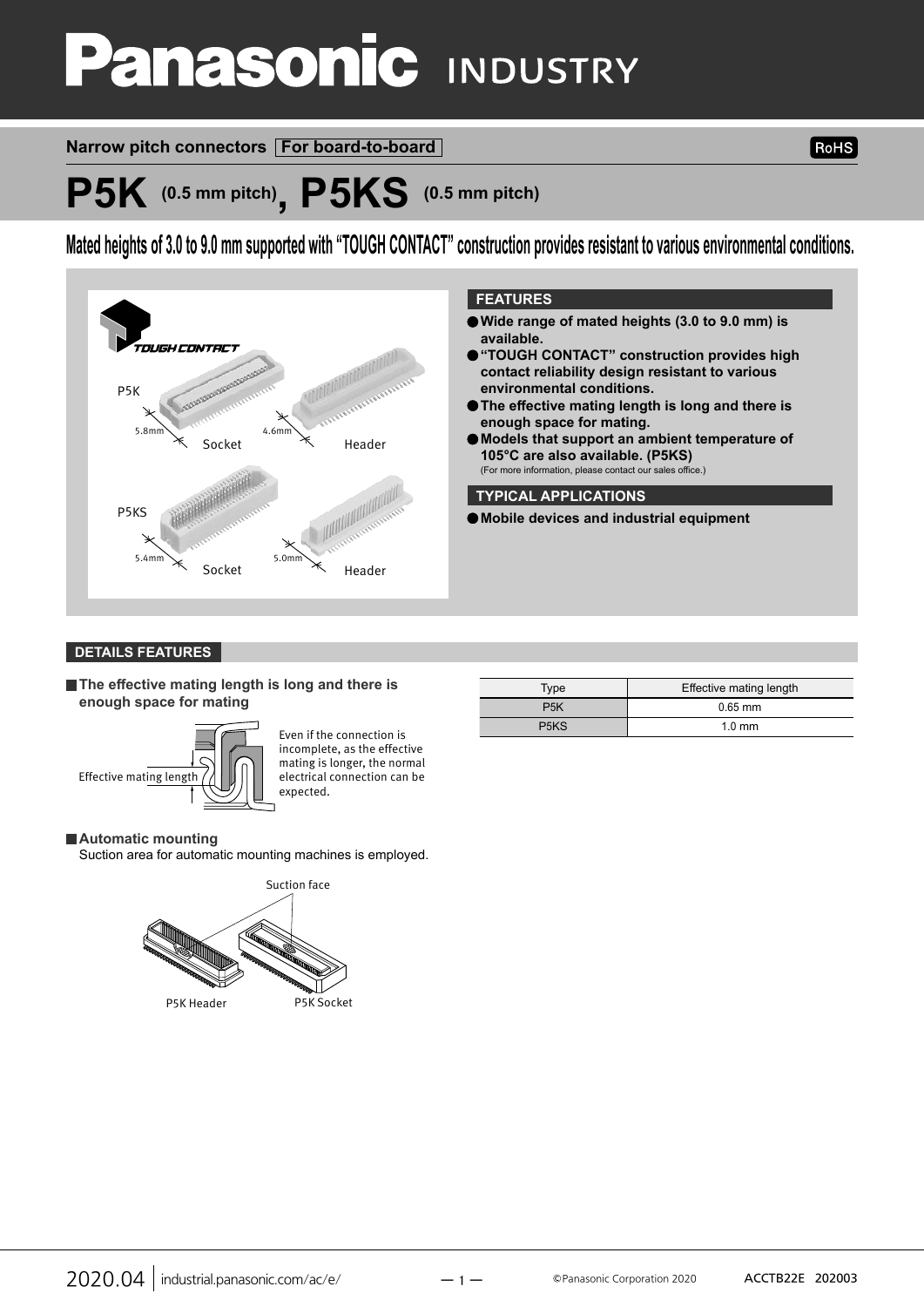# Panasonic INDUSTRY

Narrow pitch connectors **For board-to-board**

RoHS

# P5K (0.5 mm pitch), P5KS (0.5 mm pitch)

**Mated heights of 3.0 to 9.0 mm supported with "TOUGH CONTACT" construction provides resistant to various environmental conditions.**

TOUGH CONTACT

P5K: Socket 5.8mm, Header 4.6mm

P5KS: Socket 5.4mm, Header 5.0mm

## FEATURES

- **Wide range of mated heights (3.0 to 9.0 mm) is available.**
- **"TOUGH CONTACT" construction provides high contact reliability design resistant to various environmental conditions.**
- **The effective mating length is long and there is enough space for mating.**
- **Models that support an ambient temperature of 105°C are also available. (P5KS)**
  (For more information, please contact our sales office.)

## TYPICAL APPLICATIONS

- **Mobile devices and industrial equipment**

## DETAILS FEATURES

### The effective mating length is long and there is enough space for mating

Effective mating length

Even if the connection is incomplete, as the effective mating is longer, the normal electrical connection can be expected.

| Type | Effective mating length |
|---|---|
| P5K | 0.65 mm |
| P5KS | 1.0 mm |

### Automatic mounting

Suction area for automatic mounting machines is employed.

Suction face

P5K Header P5K Socket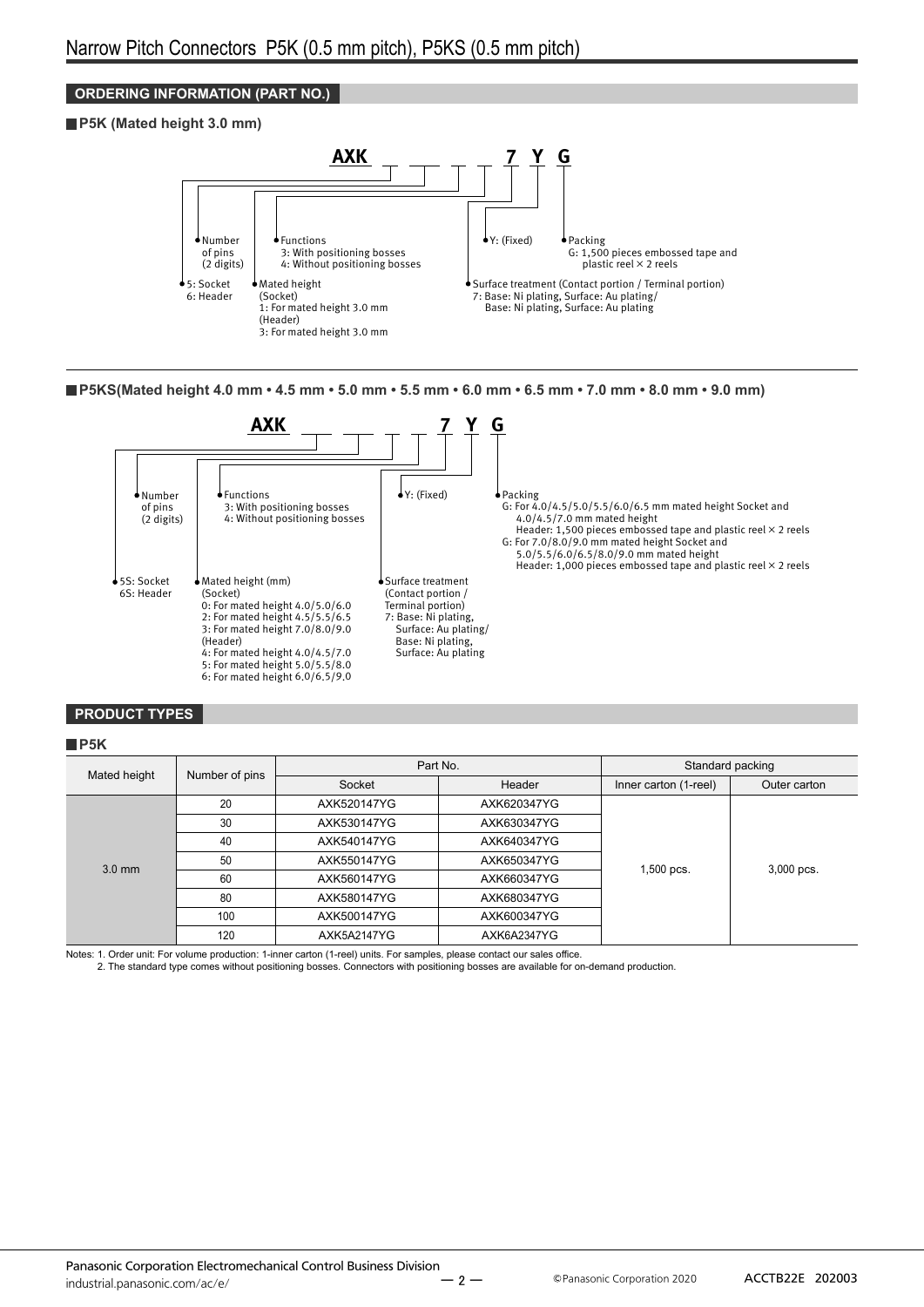## ORDERING INFORMATION (PART NO.)

### P5K (Mated height 3.0 mm)

**AXK _ _ _ _ 7 Y G**

- 5: Socket
  6: Header
- Number of pins (2 digits)
- Mated height
  (Socket)
  1: For mated height 3.0 mm
  (Header)
  3: For mated height 3.0 mm
- Functions
  3: With positioning bosses
  4: Without positioning bosses
- Surface treatment (Contact portion / Terminal portion)
  7: Base: Ni plating, Surface: Au plating/
  Base: Ni plating, Surface: Au plating
- Y: (Fixed)
- Packing
  G: 1,500 pieces embossed tape and plastic reel × 2 reels

### P5KS(Mated height 4.0 mm • 4.5 mm • 5.0 mm • 5.5 mm • 6.0 mm • 6.5 mm • 7.0 mm • 8.0 mm • 9.0 mm)

**AXK _ _ _ _ 7 Y G**

- 5S: Socket
  6S: Header
- Number of pins (2 digits)
- Mated height (mm)
  (Socket)
  0: For mated height 4.0/5.0/6.0
  2: For mated height 4.5/5.5/6.5
  3: For mated height 7.0/8.0/9.0
  (Header)
  4: For mated height 4.0/4.5/7.0
  5: For mated height 5.0/5.5/8.0
  6: For mated height 6.0/6.5/9.0
- Functions
  3: With positioning bosses
  4: Without positioning bosses
- Surface treatment (Contact portion / Terminal portion)
  7: Base: Ni plating, Surface: Au plating/
  Base: Ni plating, Surface: Au plating
- Y: (Fixed)
- Packing
  G: For 4.0/4.5/5.0/5.5/6.0/6.5 mm mated height Socket and 4.0/4.5/7.0 mm mated height Header: 1,500 pieces embossed tape and plastic reel × 2 reels
  G: For 7.0/8.0/9.0 mm mated height Socket and 5.0/5.5/6.0/6.5/8.0/9.0 mm mated height Header: 1,000 pieces embossed tape and plastic reel × 2 reels

## PRODUCT TYPES

### P5K

| Mated height | Number of pins | Part No. | | Standard packing | |
|---|---|---|---|---|---|
| | | Socket | Header | Inner carton (1-reel) | Outer carton |
| 3.0 mm | 20 | AXK520147YG | AXK620347YG | 1,500 pcs. | 3,000 pcs. |
| | 30 | AXK530147YG | AXK630347YG | | |
| | 40 | AXK540147YG | AXK640347YG | | |
| | 50 | AXK550147YG | AXK650347YG | | |
| | 60 | AXK560147YG | AXK660347YG | | |
| | 80 | AXK580147YG | AXK680347YG | | |
| | 100 | AXK500147YG | AXK600347YG | | |
| | 120 | AXK5A2147YG | AXK6A2347YG | | |

Notes: 1. Order unit: For volume production: 1-inner carton (1-reel) units. For samples, please contact our sales office.
2. The standard type comes without positioning bosses. Connectors with positioning bosses are available for on-demand production.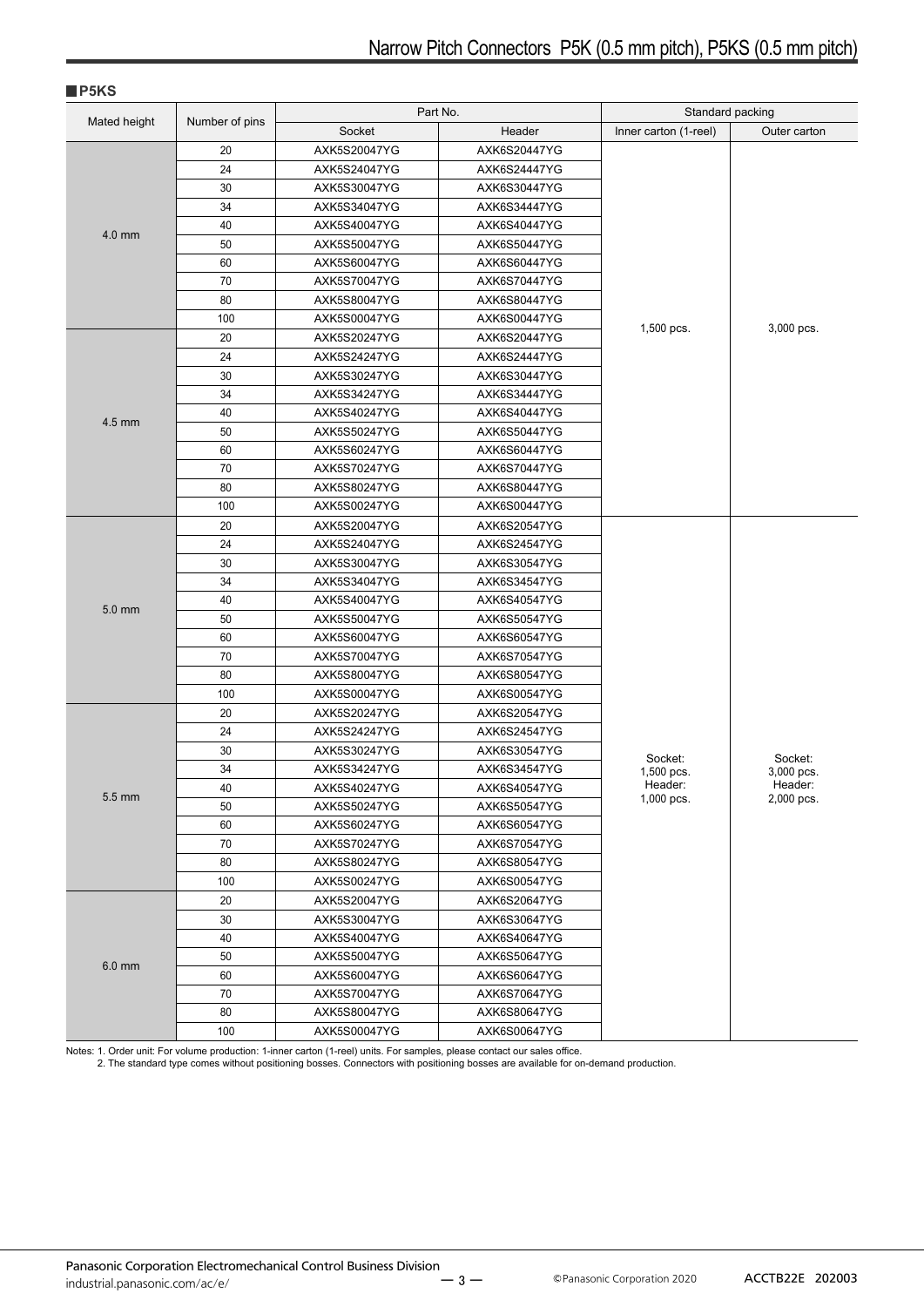## P5KS

| Mated height | Number of pins | Part No. | | Standard packing | |
|---|---|---|---|---|---|
| | | Socket | Header | Inner carton (1-reel) | Outer carton |
| 4.0 mm | 20 | AXK5S20047YG | AXK6S20447YG | 1,500 pcs. | 3,000 pcs. |
| | 24 | AXK5S24047YG | AXK6S24447YG | | |
| | 30 | AXK5S30047YG | AXK6S30447YG | | |
| | 34 | AXK5S34047YG | AXK6S34447YG | | |
| | 40 | AXK5S40047YG | AXK6S40447YG | | |
| | 50 | AXK5S50047YG | AXK6S50447YG | | |
| | 60 | AXK5S60047YG | AXK6S60447YG | | |
| | 70 | AXK5S70047YG | AXK6S70447YG | | |
| | 80 | AXK5S80047YG | AXK6S80447YG | | |
| | 100 | AXK5S00047YG | AXK6S00447YG | | |
| 4.5 mm | 20 | AXK5S20247YG | AXK6S20447YG | | |
| | 24 | AXK5S24247YG | AXK6S24447YG | | |
| | 30 | AXK5S30247YG | AXK6S30447YG | | |
| | 34 | AXK5S34247YG | AXK6S34447YG | | |
| | 40 | AXK5S40247YG | AXK6S40447YG | | |
| | 50 | AXK5S50247YG | AXK6S50447YG | | |
| | 60 | AXK5S60247YG | AXK6S60447YG | | |
| | 70 | AXK5S70247YG | AXK6S70447YG | | |
| | 80 | AXK5S80247YG | AXK6S80447YG | | |
| | 100 | AXK5S00247YG | AXK6S00447YG | | |
| 5.0 mm | 20 | AXK5S20047YG | AXK6S20547YG | Socket: 1,500 pcs. Header: 1,000 pcs. | Socket: 3,000 pcs. Header: 2,000 pcs. |
| | 24 | AXK5S24047YG | AXK6S24547YG | | |
| | 30 | AXK5S30047YG | AXK6S30547YG | | |
| | 34 | AXK5S34047YG | AXK6S34547YG | | |
| | 40 | AXK5S40047YG | AXK6S40547YG | | |
| | 50 | AXK5S50047YG | AXK6S50547YG | | |
| | 60 | AXK5S60047YG | AXK6S60547YG | | |
| | 70 | AXK5S70047YG | AXK6S70547YG | | |
| | 80 | AXK5S80047YG | AXK6S80547YG | | |
| | 100 | AXK5S00047YG | AXK6S00547YG | | |
| 5.5 mm | 20 | AXK5S20247YG | AXK6S20547YG | | |
| | 24 | AXK5S24247YG | AXK6S24547YG | | |
| | 30 | AXK5S30247YG | AXK6S30547YG | | |
| | 34 | AXK5S34247YG | AXK6S34547YG | | |
| | 40 | AXK5S40247YG | AXK6S40547YG | | |
| | 50 | AXK5S50247YG | AXK6S50547YG | | |
| | 60 | AXK5S60247YG | AXK6S60547YG | | |
| | 70 | AXK5S70247YG | AXK6S70547YG | | |
| | 80 | AXK5S80247YG | AXK6S80547YG | | |
| | 100 | AXK5S00247YG | AXK6S00547YG | | |
| 6.0 mm | 20 | AXK5S20047YG | AXK6S20647YG | | |
| | 30 | AXK5S30047YG | AXK6S30647YG | | |
| | 40 | AXK5S40047YG | AXK6S40647YG | | |
| | 50 | AXK5S50047YG | AXK6S50647YG | | |
| | 60 | AXK5S60047YG | AXK6S60647YG | | |
| | 70 | AXK5S70047YG | AXK6S70647YG | | |
| | 80 | AXK5S80047YG | AXK6S80647YG | | |
| | 100 | AXK5S00047YG | AXK6S00647YG | | |

Notes: 1. Order unit: For volume production: 1-inner carton (1-reel) units. For samples, please contact our sales office.
2. The standard type comes without positioning bosses. Connectors with positioning bosses are available for on-demand production.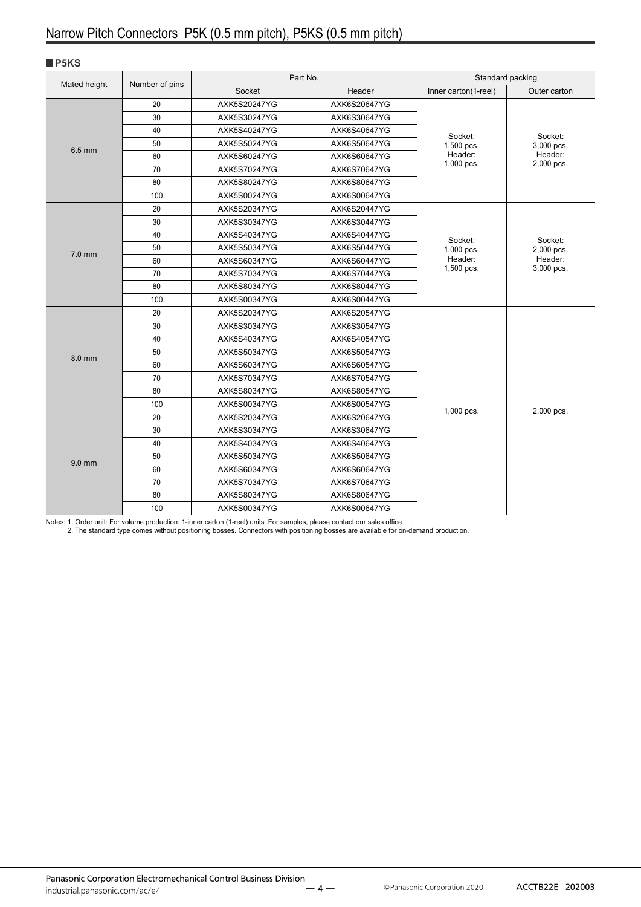# Narrow Pitch Connectors P5K (0.5 mm pitch), P5KS (0.5 mm pitch)

## P5KS

| Mated height | Number of pins | Part No. | | Standard packing | |
|---|---|---|---|---|---|
| | | Socket | Header | Inner carton(1-reel) | Outer carton |
| 6.5 mm | 20 | AXK5S20247YG | AXK6S20647YG | Socket: 1,500 pcs. Header: 1,000 pcs. | Socket: 3,000 pcs. Header: 2,000 pcs. |
| | 30 | AXK5S30247YG | AXK6S30647YG | | |
| | 40 | AXK5S40247YG | AXK6S40647YG | | |
| | 50 | AXK5S50247YG | AXK6S50647YG | | |
| | 60 | AXK5S60247YG | AXK6S60647YG | | |
| | 70 | AXK5S70247YG | AXK6S70647YG | | |
| | 80 | AXK5S80247YG | AXK6S80647YG | | |
| | 100 | AXK5S00247YG | AXK6S00647YG | | |
| 7.0 mm | 20 | AXK5S20347YG | AXK6S20447YG | Socket: 1,000 pcs. Header: 1,500 pcs. | Socket: 2,000 pcs. Header: 3,000 pcs. |
| | 30 | AXK5S30347YG | AXK6S30447YG | | |
| | 40 | AXK5S40347YG | AXK6S40447YG | | |
| | 50 | AXK5S50347YG | AXK6S50447YG | | |
| | 60 | AXK5S60347YG | AXK6S60447YG | | |
| | 70 | AXK5S70347YG | AXK6S70447YG | | |
| | 80 | AXK5S80347YG | AXK6S80447YG | | |
| | 100 | AXK5S00347YG | AXK6S00447YG | | |
| 8.0 mm | 20 | AXK5S20347YG | AXK6S20547YG | 1,000 pcs. | 2,000 pcs. |
| | 30 | AXK5S30347YG | AXK6S30547YG | | |
| | 40 | AXK5S40347YG | AXK6S40547YG | | |
| | 50 | AXK5S50347YG | AXK6S50547YG | | |
| | 60 | AXK5S60347YG | AXK6S60547YG | | |
| | 70 | AXK5S70347YG | AXK6S70547YG | | |
| | 80 | AXK5S80347YG | AXK6S80547YG | | |
| | 100 | AXK5S00347YG | AXK6S00547YG | | |
| 9.0 mm | 20 | AXK5S20347YG | AXK6S20647YG | | |
| | 30 | AXK5S30347YG | AXK6S30647YG | | |
| | 40 | AXK5S40347YG | AXK6S40647YG | | |
| | 50 | AXK5S50347YG | AXK6S50647YG | | |
| | 60 | AXK5S60347YG | AXK6S60647YG | | |
| | 70 | AXK5S70347YG | AXK6S70647YG | | |
| | 80 | AXK5S80347YG | AXK6S80647YG | | |
| | 100 | AXK5S00347YG | AXK6S00647YG | | |

Notes: 1. Order unit: For volume production: 1-inner carton (1-reel) units. For samples, please contact our sales office.
2. The standard type comes without positioning bosses. Connectors with positioning bosses are available for on-demand production.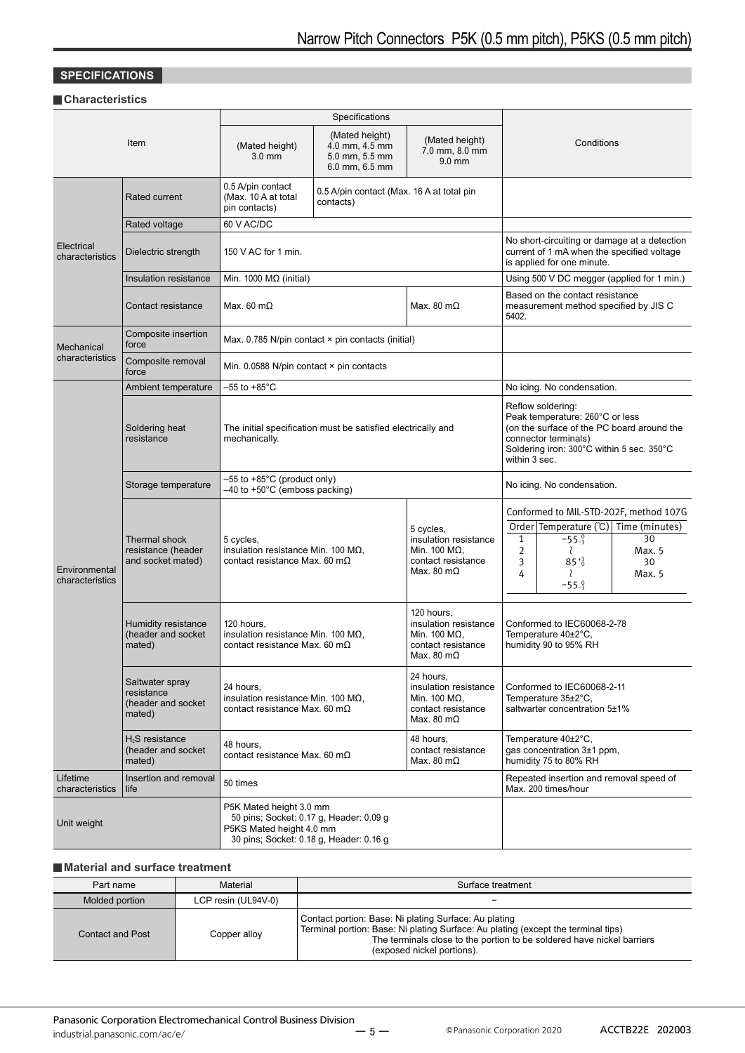## SPECIFICATIONS

### Characteristics

| Item | | Specifications | | | Conditions |
|---|---|---|---|---|---|
| | | (Mated height) 3.0 mm | (Mated height) 4.0 mm, 4.5 mm 5.0 mm, 5.5 mm 6.0 mm, 6.5 mm | (Mated height) 7.0 mm, 8.0 mm 9.0 mm | |
| Electrical characteristics | Rated current | 0.5 A/pin contact (Max. 10 A at total pin contacts) | 0.5 A/pin contact (Max. 16 A at total pin contacts) | | |
| | Rated voltage | 60 V AC/DC | | | |
| | Dielectric strength | 150 V AC for 1 min. | | | No short-circuiting or damage at a detection current of 1 mA when the specified voltage is applied for one minute. |
| | Insulation resistance | Min. 1000 MΩ (initial) | | | Using 500 V DC megger (applied for 1 min.) |
| | Contact resistance | Max. 60 mΩ | | Max. 80 mΩ | Based on the contact resistance measurement method specified by JIS C 5402. |
| Mechanical characteristics | Composite insertion force | Max. 0.785 N/pin contact × pin contacts (initial) | | | |
| | Composite removal force | Min. 0.0588 N/pin contact × pin contacts | | | |
| Environmental characteristics | Ambient temperature | –55 to +85°C | | | No icing. No condensation. |
| | Soldering heat resistance | The initial specification must be satisfied electrically and mechanically. | | | Reflow soldering: Peak temperature: 260°C or less (on the surface of the PC board around the connector terminals) Soldering iron: 300°C within 5 sec. 350°C within 3 sec. |
| | Storage temperature | –55 to +85°C (product only) –40 to +50°C (emboss packing) | | | No icing. No condensation. |
| | Thermal shock resistance (header and socket mated) | 5 cycles, insulation resistance Min. 100 MΩ, contact resistance Max. 60 mΩ | | 5 cycles, insulation resistance Min. 100 MΩ, contact resistance Max. 80 mΩ | Conformed to MIL-STD-202F, method 107G<br>Order 1: Temperature $-55^{0}_{-3}$ °C, Time 30 minutes<br>Order 2: ~, Max. 5<br>Order 3: $85^{+3}_{0}$ °C, 30<br>Order 4: ~ $-55^{0}_{-3}$ °C, Max. 5 |
| | Humidity resistance (header and socket mated) | 120 hours, insulation resistance Min. 100 MΩ, contact resistance Max. 60 mΩ | | 120 hours, insulation resistance Min. 100 MΩ, contact resistance Max. 80 mΩ | Conformed to IEC60068-2-78 Temperature 40±2°C, humidity 90 to 95% RH |
| | Saltwater spray resistance (header and socket mated) | 24 hours, insulation resistance Min. 100 MΩ, contact resistance Max. 60 mΩ | | 24 hours, insulation resistance Min. 100 MΩ, contact resistance Max. 80 mΩ | Conformed to IEC60068-2-11 Temperature 35±2°C, saltwarter concentration 5±1% |
| | $H_2S$ resistance (header and socket mated) | 48 hours, contact resistance Max. 60 mΩ | | 48 hours, contact resistance Max. 80 mΩ | Temperature 40±2°C, gas concentration 3±1 ppm, humidity 75 to 80% RH |
| Lifetime characteristics | Insertion and removal life | 50 times | | | Repeated insertion and removal speed of Max. 200 times/hour |
| Unit weight | | P5K Mated height 3.0 mm 50 pins; Socket: 0.17 g, Header: 0.09 g P5KS Mated height 4.0 mm 30 pins; Socket: 0.18 g, Header: 0.16 g | | | |

### Material and surface treatment

| Part name | Material | Surface treatment |
|---|---|---|
| Molded portion | LCP resin (UL94V-0) | − |
| Contact and Post | Copper alloy | Contact portion: Base: Ni plating Surface: Au plating<br>Terminal portion: Base: Ni plating Surface: Au plating (except the terminal tips)<br>The terminals close to the portion to be soldered have nickel barriers (exposed nickel portions). |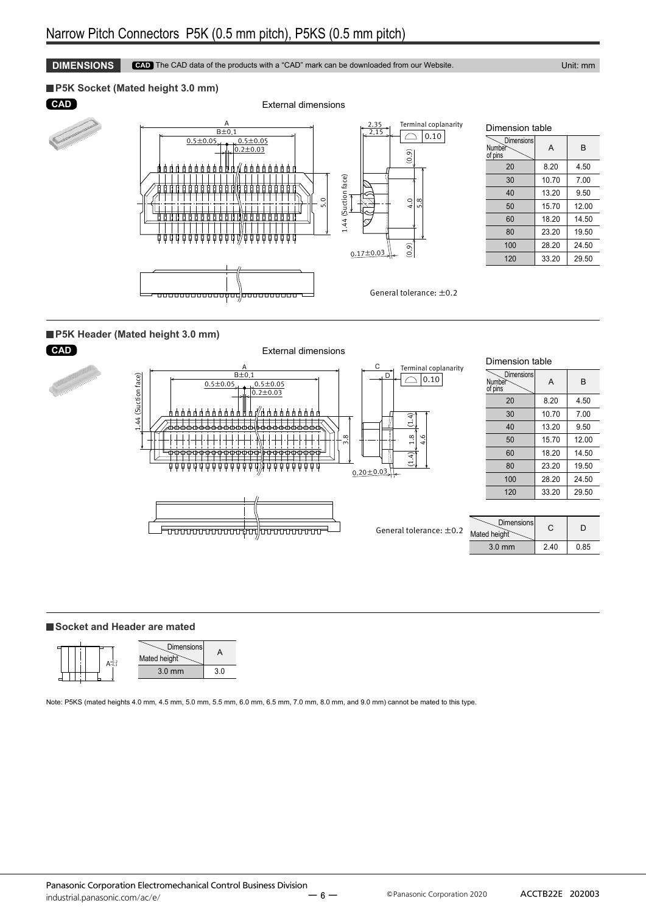# Narrow Pitch Connectors P5K (0.5 mm pitch), P5KS (0.5 mm pitch)

**DIMENSIONS** CAD The CAD data of the products with a “CAD” mark can be downloaded from our Website. Unit: mm

## P5K Socket (Mated height 3.0 mm)

CAD

External dimensions

General tolerance: ±0.2

Dimension table

| Number of pins | A | B |
|---|---|---|
| 20 | 8.20 | 4.50 |
| 30 | 10.70 | 7.00 |
| 40 | 13.20 | 9.50 |
| 50 | 15.70 | 12.00 |
| 60 | 18.20 | 14.50 |
| 80 | 23.20 | 19.50 |
| 100 | 28.20 | 24.50 |
| 120 | 33.20 | 29.50 |

## P5K Header (Mated height 3.0 mm)

CAD

External dimensions

General tolerance: ±0.2

Dimension table

| Number of pins | A | B |
|---|---|---|
| 20 | 8.20 | 4.50 |
| 30 | 10.70 | 7.00 |
| 40 | 13.20 | 9.50 |
| 50 | 15.70 | 12.00 |
| 60 | 18.20 | 14.50 |
| 80 | 23.20 | 19.50 |
| 100 | 28.20 | 24.50 |
| 120 | 33.20 | 29.50 |

| Mated height | C | D |
|---|---|---|
| 3.0 mm | 2.40 | 0.85 |

## Socket and Header are mated

| Mated height | A |
|---|---|
| 3.0 mm | 3.0 |

Note: P5KS (mated heights 4.0 mm, 4.5 mm, 5.0 mm, 5.5 mm, 6.0 mm, 6.5 mm, 7.0 mm, 8.0 mm, and 9.0 mm) cannot be mated to this type.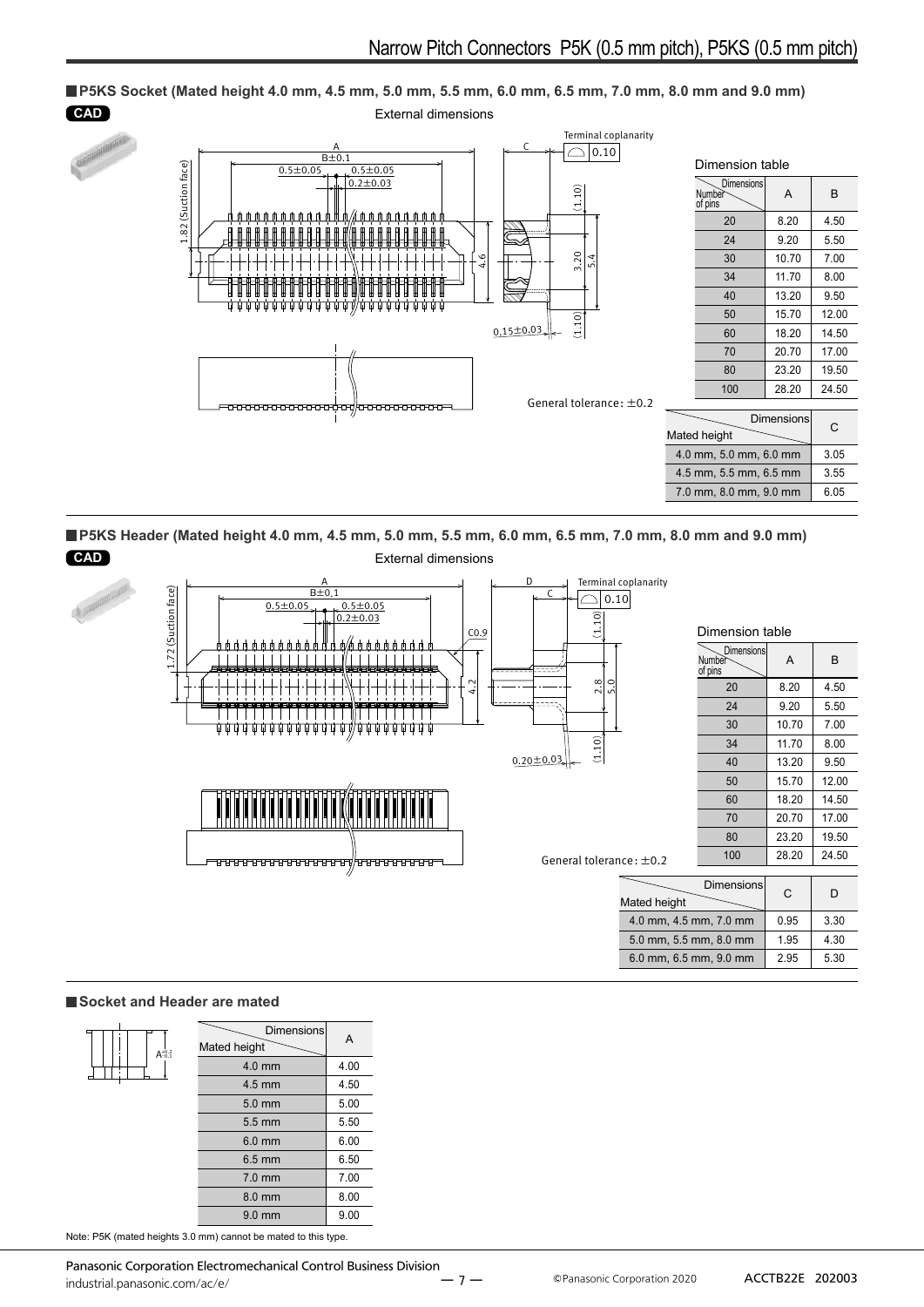## P5KS Socket (Mated height 4.0 mm, 4.5 mm, 5.0 mm, 5.5 mm, 6.0 mm, 6.5 mm, 7.0 mm, 8.0 mm and 9.0 mm)

CAD

External dimensions

General tolerance: ±0.2

Dimension table

| Number of pins | A | B |
|---|---|---|
| 20 | 8.20 | 4.50 |
| 24 | 9.20 | 5.50 |
| 30 | 10.70 | 7.00 |
| 34 | 11.70 | 8.00 |
| 40 | 13.20 | 9.50 |
| 50 | 15.70 | 12.00 |
| 60 | 18.20 | 14.50 |
| 70 | 20.70 | 17.00 |
| 80 | 23.20 | 19.50 |
| 100 | 28.20 | 24.50 |

| Mated height | C |
|---|---|
| 4.0 mm, 5.0 mm, 6.0 mm | 3.05 |
| 4.5 mm, 5.5 mm, 6.5 mm | 3.55 |
| 7.0 mm, 8.0 mm, 9.0 mm | 6.05 |

## P5KS Header (Mated height 4.0 mm, 4.5 mm, 5.0 mm, 5.5 mm, 6.0 mm, 6.5 mm, 7.0 mm, 8.0 mm and 9.0 mm)

CAD

External dimensions

General tolerance: ±0.2

Dimension table

| Number of pins | A | B |
|---|---|---|
| 20 | 8.20 | 4.50 |
| 24 | 9.20 | 5.50 |
| 30 | 10.70 | 7.00 |
| 34 | 11.70 | 8.00 |
| 40 | 13.20 | 9.50 |
| 50 | 15.70 | 12.00 |
| 60 | 18.20 | 14.50 |
| 70 | 20.70 | 17.00 |
| 80 | 23.20 | 19.50 |
| 100 | 28.20 | 24.50 |

| Mated height | C | D |
|---|---|---|
| 4.0 mm, 4.5 mm, 7.0 mm | 0.95 | 3.30 |
| 5.0 mm, 5.5 mm, 8.0 mm | 1.95 | 4.30 |
| 6.0 mm, 6.5 mm, 9.0 mm | 2.95 | 5.30 |

## Socket and Header are mated

| Mated height | A |
|---|---|
| 4.0 mm | 4.00 |
| 4.5 mm | 4.50 |
| 5.0 mm | 5.00 |
| 5.5 mm | 5.50 |
| 6.0 mm | 6.00 |
| 6.5 mm | 6.50 |
| 7.0 mm | 7.00 |
| 8.0 mm | 8.00 |
| 9.0 mm | 9.00 |

Note: P5K (mated heights 3.0 mm) cannot be mated to this type.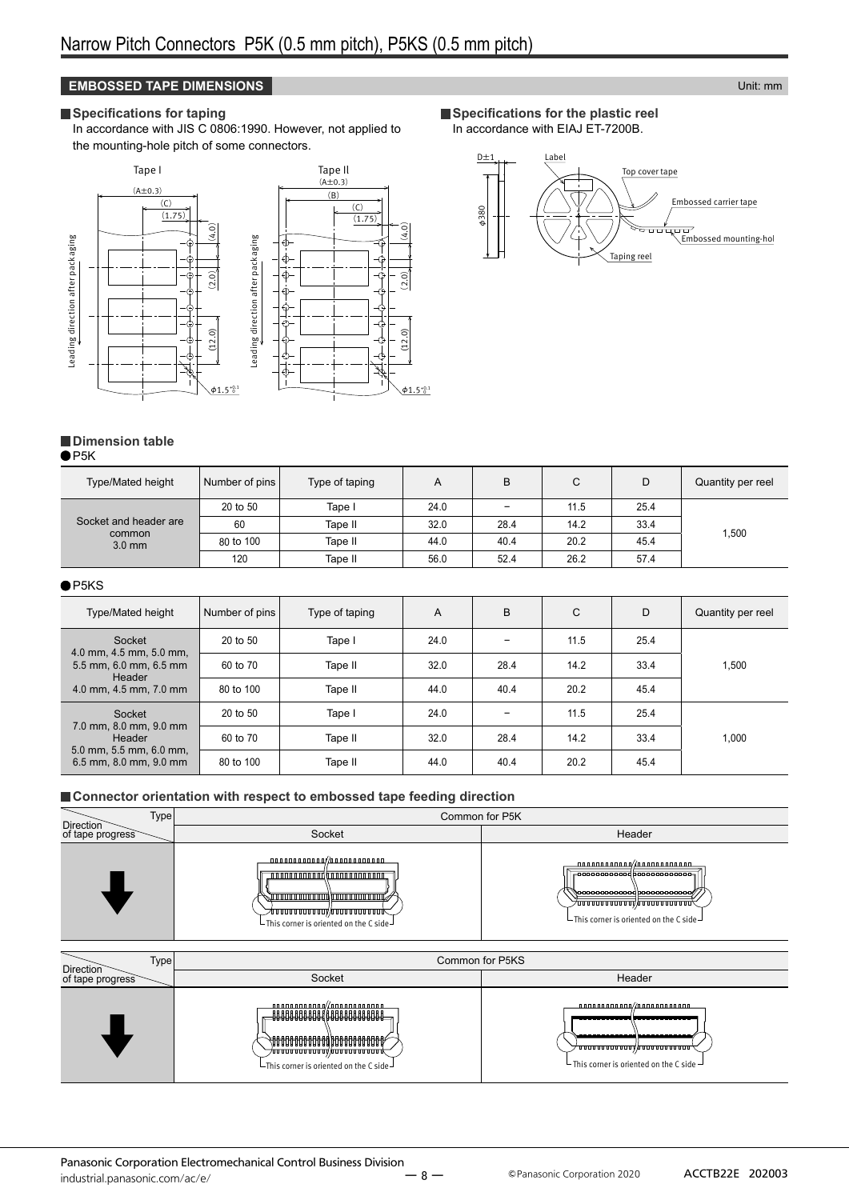# Narrow Pitch Connectors P5K (0.5 mm pitch), P5KS (0.5 mm pitch)

## EMBOSSED TAPE DIMENSIONS

Unit: mm

### Specifications for taping

In accordance with JIS C 0806:1990. However, not applied to the mounting-hole pitch of some connectors.

Tape I

Tape II

### Specifications for the plastic reel

In accordance with EIAJ ET-7200B.

### Dimension table

● P5K

| Type/Mated height | Number of pins | Type of taping | A | B | C | D | Quantity per reel |
|---|---|---|---|---|---|---|---|
| Socket and header are common 3.0 mm | 20 to 50 | Tape I | 24.0 | − | 11.5 | 25.4 | 1,500 |
| | 60 | Tape II | 32.0 | 28.4 | 14.2 | 33.4 | |
| | 80 to 100 | Tape II | 44.0 | 40.4 | 20.2 | 45.4 | |
| | 120 | Tape II | 56.0 | 52.4 | 26.2 | 57.4 | |

● P5KS

| Type/Mated height | Number of pins | Type of taping | A | B | C | D | Quantity per reel |
|---|---|---|---|---|---|---|---|
| Socket 4.0 mm, 4.5 mm, 5.0 mm, 5.5 mm, 6.0 mm, 6.5 mm Header 4.0 mm, 4.5 mm, 7.0 mm | 20 to 50 | Tape I | 24.0 | − | 11.5 | 25.4 | 1,500 |
| | 60 to 70 | Tape II | 32.0 | 28.4 | 14.2 | 33.4 | |
| | 80 to 100 | Tape II | 44.0 | 40.4 | 20.2 | 45.4 | |
| Socket 7.0 mm, 8.0 mm, 9.0 mm Header 5.0 mm, 5.5 mm, 6.0 mm, 6.5 mm, 8.0 mm, 9.0 mm | 20 to 50 | Tape I | 24.0 | − | 11.5 | 25.4 | 1,000 |
| | 60 to 70 | Tape II | 32.0 | 28.4 | 14.2 | 33.4 | |
| | 80 to 100 | Tape II | 44.0 | 40.4 | 20.2 | 45.4 | |

### Connector orientation with respect to embossed tape feeding direction

| Direction of tape progress \ Type | Common for P5K | |
|---|---|---|
| | Socket | Header |
| ↓ | This corner is oriented on the C side | This corner is oriented on the C side |

| Direction of tape progress \ Type | Common for P5KS | |
|---|---|---|
| | Socket | Header |
| ↓ | This corner is oriented on the C side | This corner is oriented on the C side |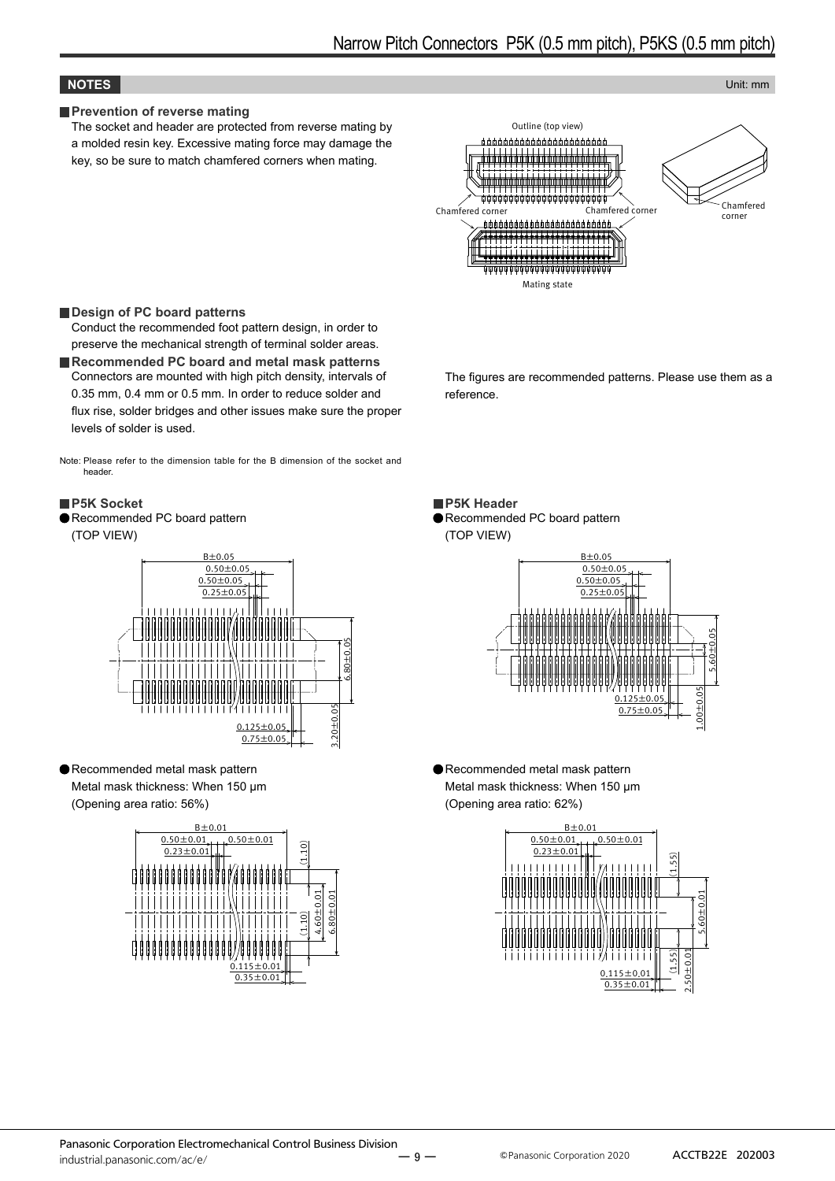## NOTES

Unit: mm

### Prevention of reverse mating

The socket and header are protected from reverse mating by a molded resin key. Excessive mating force may damage the key, so be sure to match chamfered corners when mating.

Outline (top view)

Chamfered corner　Chamfered corner　Chamfered corner

Mating state

### Design of PC board patterns

Conduct the recommended foot pattern design, in order to preserve the mechanical strength of terminal solder areas.

### Recommended PC board and metal mask patterns

Connectors are mounted with high pitch density, intervals of 0.35 mm, 0.4 mm or 0.5 mm. In order to reduce solder and flux rise, solder bridges and other issues make sure the proper levels of solder is used.

The figures are recommended patterns. Please use them as a reference.

Note: Please refer to the dimension table for the B dimension of the socket and header.

### P5K Socket

● Recommended PC board pattern
(TOP VIEW)

B±0.05, 0.50±0.05, 0.50±0.05, 0.25±0.05, 6.80±0.05, 3.20±0.05, 0.125±0.05, 0.75±0.05

● Recommended metal mask pattern
Metal mask thickness: When 150 μm
(Opening area ratio: 56%)

B±0.01, 0.50±0.01, 0.50±0.01, 0.23±0.01, (1.10), (1.10), 4.60±0.01, 6.80±0.01, 0.115±0.01, 0.35±0.01

### P5K Header

● Recommended PC board pattern
(TOP VIEW)

B±0.05, 0.50±0.05, 0.50±0.05, 0.25±0.05, 5.60±0.05, 1.00±0.05, 0.125±0.05, 0.75±0.05

● Recommended metal mask pattern
Metal mask thickness: When 150 μm
(Opening area ratio: 62%)

B±0.01, 0.50±0.01, 0.50±0.01, 0.23±0.01, (1.55), (1.55), 5.60±0.01, 2.50±0.01, 0.115±0.01, 0.35±0.01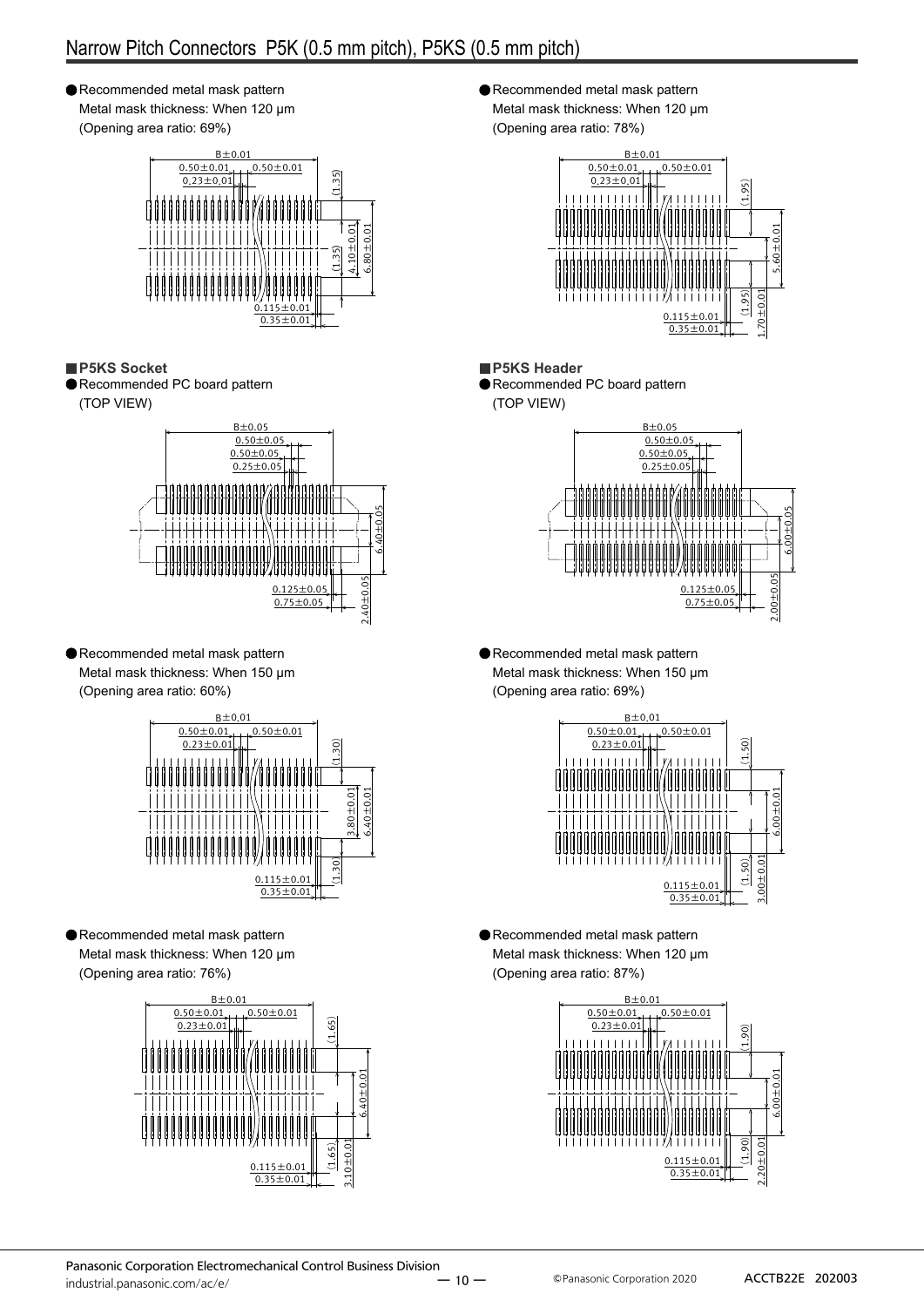● Recommended metal mask pattern
Metal mask thickness: When 120 μm
(Opening area ratio: 69%)

B±0.01
0.50±0.01
0.50±0.01
0.23±0.01
(1.35)
4.10±0.01
6.80±0.01
(1.35)
0.115±0.01
0.35±0.01

● Recommended metal mask pattern
Metal mask thickness: When 120 μm
(Opening area ratio: 78%)

B±0.01
0.50±0.01
0.50±0.01
0.23±0.01
(1.95)
5.60±0.01
(1.95)
1.70±0.01
0.115±0.01
0.35±0.01

## ■ P5KS Socket

● Recommended PC board pattern
(TOP VIEW)

B±0.05
0.50±0.05
0.50±0.05
0.25±0.05
6.40±0.05
2.40±0.05
0.125±0.05
0.75±0.05

● Recommended metal mask pattern
Metal mask thickness: When 150 μm
(Opening area ratio: 60%)

B±0.01
0.50±0.01
0.50±0.01
0.23±0.01
(1.30)
3.80±0.01
6.40±0.01
(1.30)
0.115±0.01
0.35±0.01

● Recommended metal mask pattern
Metal mask thickness: When 120 μm
(Opening area ratio: 76%)

B±0.01
0.50±0.01
0.50±0.01
0.23±0.01
(1.65)
6.40±0.01
(1.65)
3.10±0.01
0.115±0.01
0.35±0.01

## ■ P5KS Header

● Recommended PC board pattern
(TOP VIEW)

B±0.05
0.50±0.05
0.50±0.05
0.25±0.05
6.00±0.05
2.00±0.05
0.125±0.05
0.75±0.05

● Recommended metal mask pattern
Metal mask thickness: When 150 μm
(Opening area ratio: 69%)

B±0.01
0.50±0.01
0.50±0.01
0.23±0.01
(1.50)
6.00±0.01
(1.50)
3.00±0.01
0.115±0.01
0.35±0.01

● Recommended metal mask pattern
Metal mask thickness: When 120 μm
(Opening area ratio: 87%)

B±0.01
0.50±0.01
0.50±0.01
0.23±0.01
(1.90)
6.00±0.01
(1.90)
2.20±0.01
0.115±0.01
0.35±0.01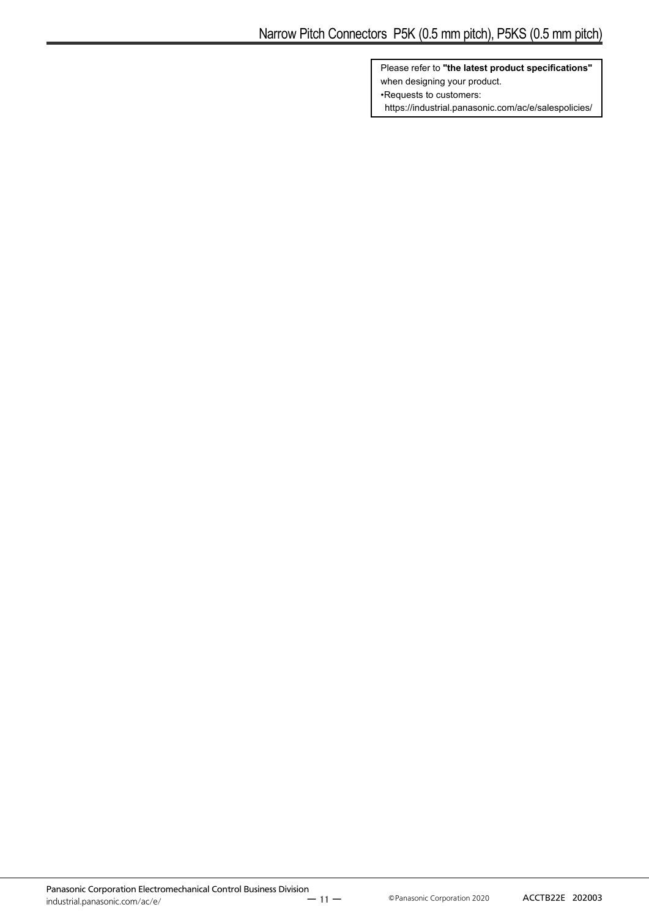Please refer to **"the latest product specifications"** when designing your product.
•Requests to customers:
https://industrial.panasonic.com/ac/e/salespolicies/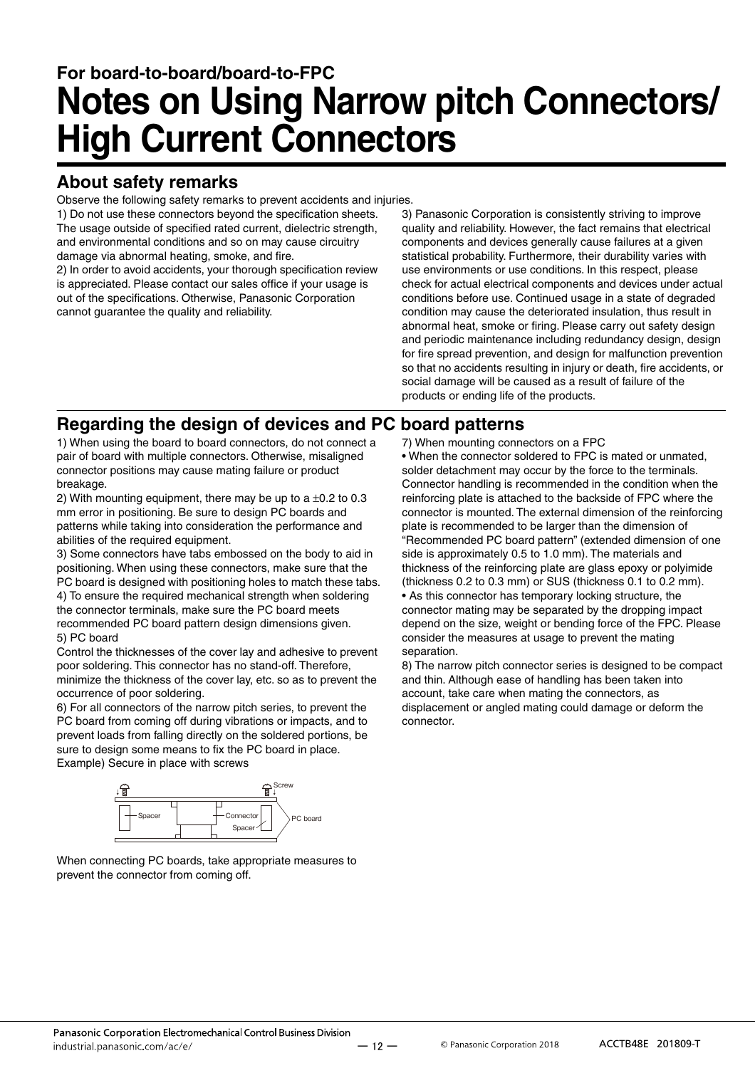For board-to-board/board-to-FPC

# Notes on Using Narrow pitch Connectors/ High Current Connectors

## About safety remarks

Observe the following safety remarks to prevent accidents and injuries.

1) Do not use these connectors beyond the specification sheets. The usage outside of specified rated current, dielectric strength, and environmental conditions and so on may cause circuitry damage via abnormal heating, smoke, and fire.

2) In order to avoid accidents, your thorough specification review is appreciated. Please contact our sales office if your usage is out of the specifications. Otherwise, Panasonic Corporation cannot guarantee the quality and reliability.

3) Panasonic Corporation is consistently striving to improve quality and reliability. However, the fact remains that electrical components and devices generally cause failures at a given statistical probability. Furthermore, their durability varies with use environments or use conditions. In this respect, please check for actual electrical components and devices under actual conditions before use. Continued usage in a state of degraded condition may cause the deteriorated insulation, thus result in abnormal heat, smoke or firing. Please carry out safety design and periodic maintenance including redundancy design, design for fire spread prevention, and design for malfunction prevention so that no accidents resulting in injury or death, fire accidents, or social damage will be caused as a result of failure of the products or ending life of the products.

## Regarding the design of devices and PC board patterns

1) When using the board to board connectors, do not connect a pair of board with multiple connectors. Otherwise, misaligned connector positions may cause mating failure or product breakage.

2) With mounting equipment, there may be up to a ±0.2 to 0.3 mm error in positioning. Be sure to design PC boards and patterns while taking into consideration the performance and abilities of the required equipment.

3) Some connectors have tabs embossed on the body to aid in positioning. When using these connectors, make sure that the PC board is designed with positioning holes to match these tabs.

4) To ensure the required mechanical strength when soldering the connector terminals, make sure the PC board meets recommended PC board pattern design dimensions given.

5) PC board

Control the thicknesses of the cover lay and adhesive to prevent poor soldering. This connector has no stand-off. Therefore, minimize the thickness of the cover lay, etc. so as to prevent the occurrence of poor soldering.

6) For all connectors of the narrow pitch series, to prevent the PC board from coming off during vibrations or impacts, and to prevent loads from falling directly on the soldered portions, be sure to design some means to fix the PC board in place.

Example) Secure in place with screws

Screw  
Spacer  
Connector  
Spacer  
PC board

When connecting PC boards, take appropriate measures to prevent the connector from coming off.

7) When mounting connectors on a FPC

• When the connector soldered to FPC is mated or unmated, solder detachment may occur by the force to the terminals. Connector handling is recommended in the condition when the reinforcing plate is attached to the backside of FPC where the connector is mounted. The external dimension of the reinforcing plate is recommended to be larger than the dimension of "Recommended PC board pattern" (extended dimension of one side is approximately 0.5 to 1.0 mm). The materials and thickness of the reinforcing plate are glass epoxy or polyimide (thickness 0.2 to 0.3 mm) or SUS (thickness 0.1 to 0.2 mm).

• As this connector has temporary locking structure, the connector mating may be separated by the dropping impact depend on the size, weight or bending force of the FPC. Please consider the measures at usage to prevent the mating separation.

8) The narrow pitch connector series is designed to be compact and thin. Although ease of handling has been taken into account, take care when mating the connectors, as displacement or angled mating could damage or deform the connector.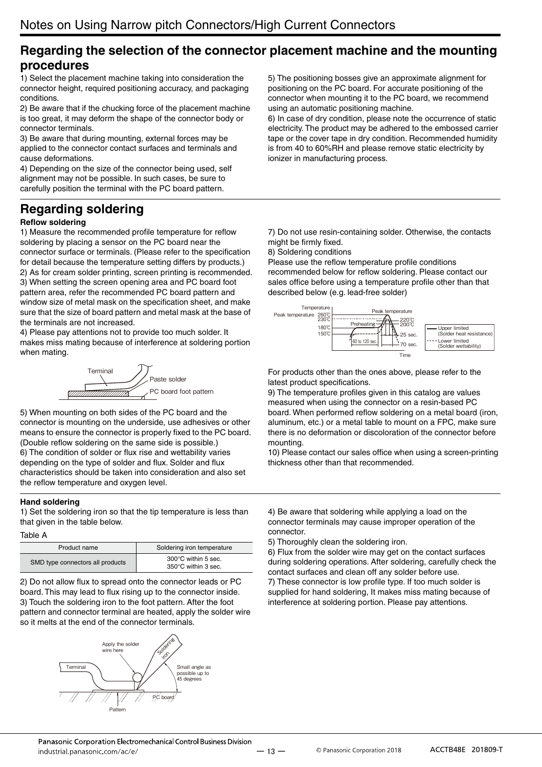# Notes on Using Narrow pitch Connectors/High Current Connectors

## Regarding the selection of the connector placement machine and the mounting procedures

1) Select the placement machine taking into consideration the connector height, required positioning accuracy, and packaging conditions.
2) Be aware that if the chucking force of the placement machine is too great, it may deform the shape of the connector body or connector terminals.
3) Be aware that during mounting, external forces may be applied to the connector contact surfaces and terminals and cause deformations.
4) Depending on the size of the connector being used, self alignment may not be possible. In such cases, be sure to carefully position the terminal with the PC board pattern.
5) The positioning bosses give an approximate alignment for positioning on the PC board. For accurate positioning of the connector when mounting it to the PC board, we recommend using an automatic positioning machine.
6) In case of dry condition, please note the occurrence of static electricity. The product may be adhered to the embossed carrier tape or the cover tape in dry condition. Recommended humidity is from 40 to 60%RH and please remove static electricity by ionizer in manufacturing process.

## Regarding soldering

### Reflow soldering

1) Measure the recommended profile temperature for reflow soldering by placing a sensor on the PC board near the connector surface or terminals. (Please refer to the specification for detail because the temperature setting differs by products.)
2) As for cream solder printing, screen printing is recommended.
3) When setting the screen opening area and PC board foot pattern area, refer the recommended PC board pattern and window size of metal mask on the specification sheet, and make sure that the size of board pattern and metal mask at the base of the terminals are not increased.
4) Please pay attentions not to provide too much solder. It makes miss mating because of interference at soldering portion when mating.

Terminal
Paste solder
PC board foot pattern

5) When mounting on both sides of the PC board and the connector is mounting on the underside, use adhesives or other means to ensure the connector is properly fixed to the PC board. (Double reflow soldering on the same side is possible.)
6) The condition of solder or flux rise and wettability varies depending on the type of solder and flux. Solder and flux characteristics should be taken into consideration and also set the reflow temperature and oxygen level.
7) Do not use resin-containing solder. Otherwise, the contacts might be firmly fixed.
8) Soldering conditions
Please use the reflow temperature profile conditions recommended below for reflow soldering. Please contact our sales office before using a temperature profile other than that described below (e.g. lead-free solder)

Temperature
Peak temperature 260℃ / 230℃
180℃ / 150℃
Preheating
60 to 120 sec.
Peak temperature
220℃ / 200℃
25 sec.
70 sec.
Time
— Upper limited (Solder heat resistance)
---- Lower limited (Solder wettability)

For products other than the ones above, please refer to the latest product specifications.
9) The temperature profiles given in this catalog are values measured when using the connector on a resin-based PC board. When performed reflow soldering on a metal board (iron, aluminum, etc.) or a metal table to mount on a FPC, make sure there is no deformation or discoloration of the connector before mounting.
10) Please contact our sales office when using a screen-printing thickness other than that recommended.

### Hand soldering

1) Set the soldering iron so that the tip temperature is less than that given in the table below.

Table A

| Product name | Soldering iron temperature |
|---|---|
| SMD type connectors all products | 300°C within 5 sec.<br>350°C within 3 sec. |

2) Do not allow flux to spread onto the connector leads or PC board. This may lead to flux rising up to the connector inside.
3) Touch the soldering iron to the foot pattern. After the foot pattern and connector terminal are heated, apply the solder wire so it melts at the end of the connector terminals.

Apply the solder wire here
Soldering iron
Terminal
Small angle as possible up to 45 degrees
PC board
Pattern

4) Be aware that soldering while applying a load on the connector terminals may cause improper operation of the connector.
5) Thoroughly clean the soldering iron.
6) Flux from the solder wire may get on the contact surfaces during soldering operations. After soldering, carefully check the contact surfaces and clean off any solder before use.
7) These connector is low profile type. If too much solder is supplied for hand soldering, It makes miss mating because of interference at soldering portion. Please pay attentions.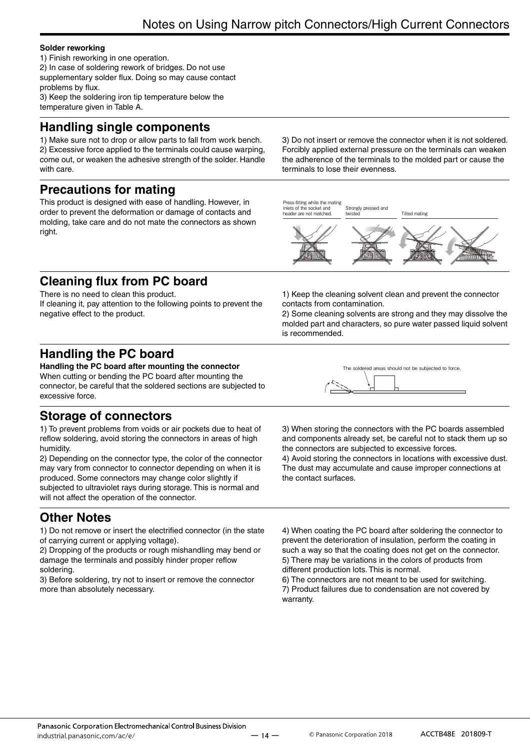**Solder reworking**

1) Finish reworking in one operation.
2) In case of soldering rework of bridges. Do not use supplementary solder flux. Doing so may cause contact problems by flux.
3) Keep the soldering iron tip temperature below the temperature given in Table A.

## Handling single components

1) Make sure not to drop or allow parts to fall from work bench.
2) Excessive force applied to the terminals could cause warping, come out, or weaken the adhesive strength of the solder. Handle with care.
3) Do not insert or remove the connector when it is not soldered. Forcibly applied external pressure on the terminals can weaken the adherence of the terminals to the molded part or cause the terminals to lose their evenness.

## Precautions for mating

This product is designed with ease of handling. However, in order to prevent the deformation or damage of contacts and molding, take care and do not mate the connectors as shown right.

Press-fitting while the mating inlets of the socket and header are not matched. Strongly pressed and twisted Tilted mating

## Cleaning flux from PC board

There is no need to clean this product.
If cleaning it, pay attention to the following points to prevent the negative effect to the product.

1) Keep the cleaning solvent clean and prevent the connector contacts from contamination.
2) Some cleaning solvents are strong and they may dissolve the molded part and characters, so pure water passed liquid solvent is recommended.

## Handling the PC board

**Handling the PC board after mounting the connector**
When cutting or bending the PC board after mounting the connector, be careful that the soldered sections are subjected to excessive force.

The soldered areas should not be subjected to force.

## Storage of connectors

1) To prevent problems from voids or air pockets due to heat of reflow soldering, avoid storing the connectors in areas of high humidity.
2) Depending on the connector type, the color of the connector may vary from connector to connector depending on when it is produced. Some connectors may change color slightly if subjected to ultraviolet rays during storage. This is normal and will not affect the operation of the connector.
3) When storing the connectors with the PC boards assembled and components already set, be careful not to stack them up so the connectors are subjected to excessive forces.
4) Avoid storing the connectors in locations with excessive dust. The dust may accumulate and cause improper connections at the contact surfaces.

## Other Notes

1) Do not remove or insert the electrified connector (in the state of carrying current or applying voltage).
2) Dropping of the products or rough mishandling may bend or damage the terminals and possibly hinder proper reflow soldering.
3) Before soldering, try not to insert or remove the connector more than absolutely necessary.
4) When coating the PC board after soldering the connector to prevent the deterioration of insulation, perform the coating in such a way so that the coating does not get on the connector.
5) There may be variations in the colors of products from different production lots. This is normal.
6) The connectors are not meant to be used for switching.
7) Product failures due to condensation are not covered by warranty.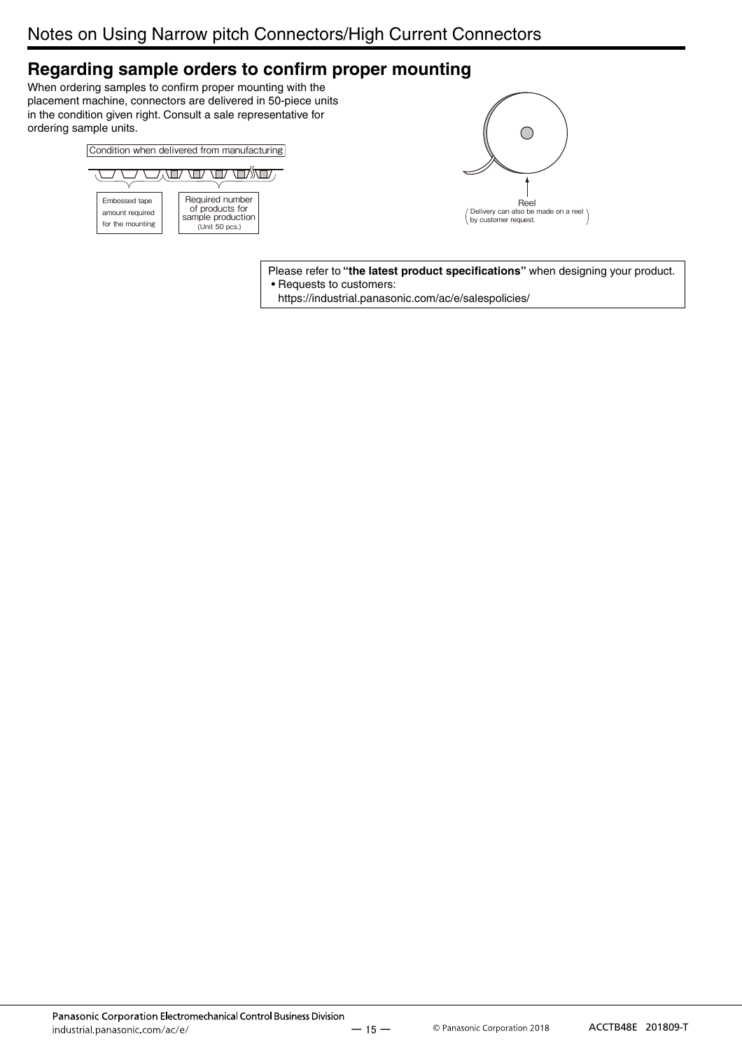## Regarding sample orders to confirm proper mounting

When ordering samples to confirm proper mounting with the placement machine, connectors are delivered in 50-piece units in the condition given right. Consult a sale representative for ordering sample units.

Condition when delivered from manufacturing

Embossed tape amount required for the mounting

Required number of products for sample production (Unit 50 pcs.)

Reel
(Delivery can also be made on a reel by customer request.)

Please refer to **"the latest product specifications"** when designing your product.
- Requests to customers:
  https://industrial.panasonic.com/ac/e/salespolicies/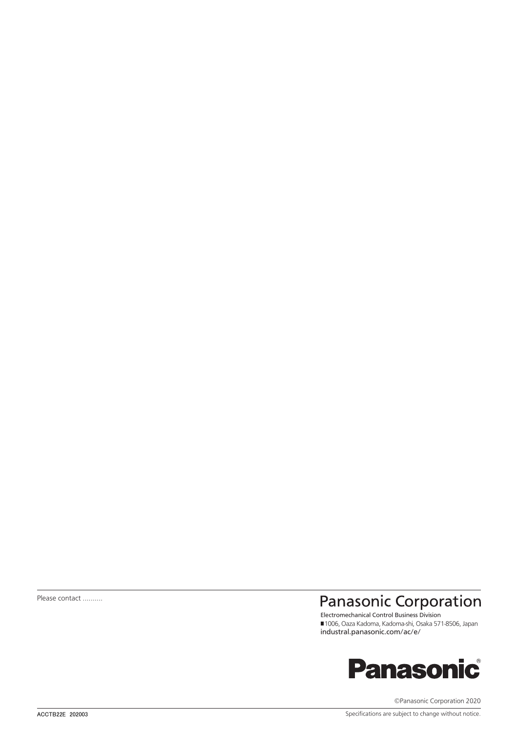Please contact ..........

## Panasonic Corporation

Electromechanical Control Business Division

■1006, Oaza Kadoma, Kadoma-shi, Osaka 571-8506, Japan

industral.panasonic.com/ac/e/

**Panasonic®**

©Panasonic Corporation 2020

ACCTB22E 202003

Specifications are subject to change without notice.